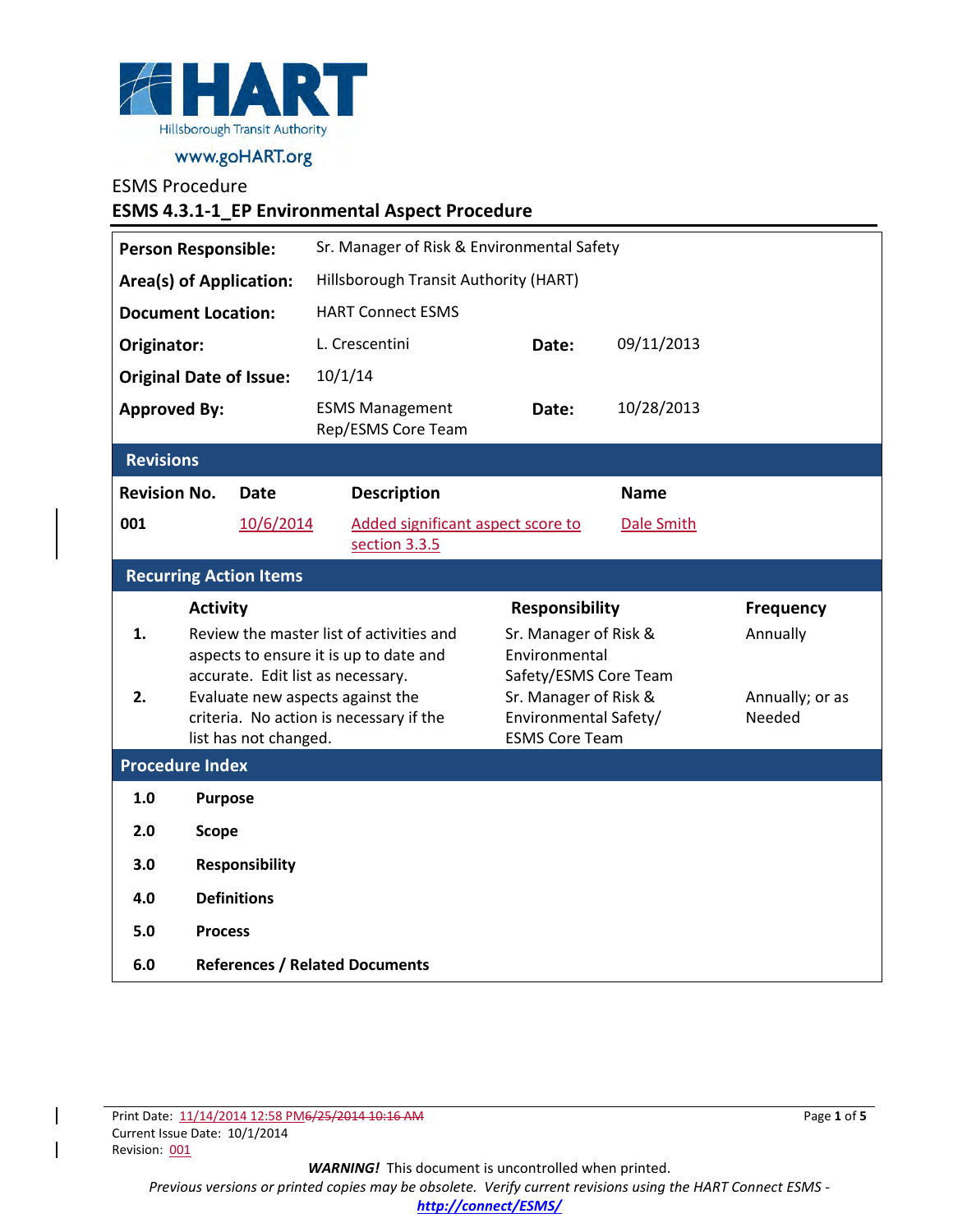HART
Hillsborough Transit Authority
www.goHART.org

ESMS Procedure

# ESMS 4.3.1-1_EP Environmental Aspect Procedure

| | | | |
|---|---|---|---|
| **Person Responsible:** | Sr. Manager of Risk & Environmental Safety | | |
| **Area(s) of Application:** | Hillsborough Transit Authority (HART) | | |
| **Document Location:** | HART Connect ESMS | | |
| **Originator:** | L. Crescentini | **Date:** | 09/11/2013 |
| **Original Date of Issue:** | 10/1/14 | | |
| **Approved By:** | ESMS Management Rep/ESMS Core Team | **Date:** | 10/28/2013 |

## Revisions

| Revision No. | Date | Description | Name |
|---|---|---|---|
| 001 | 10/6/2014 | Added significant aspect score to section 3.3.5 | Dale Smith |

## Recurring Action Items

| | Activity | Responsibility | Frequency |
|---|---|---|---|
| 1. | Review the master list of activities and aspects to ensure it is up to date and accurate. Edit list as necessary. | Sr. Manager of Risk & Environmental Safety/ESMS Core Team | Annually |
| 2. | Evaluate new aspects against the criteria. No action is necessary if the list has not changed. | Sr. Manager of Risk & Environmental Safety/ ESMS Core Team | Annually; or as Needed |

## Procedure Index

| | |
|---|---|
| **1.0** | **Purpose** |
| **2.0** | **Scope** |
| **3.0** | **Responsibility** |
| **4.0** | **Definitions** |
| **5.0** | **Process** |
| **6.0** | **References / Related Documents** |

Print Date: 11/14/2014 12:58 PM~~6/25/2014 10:16 AM~~
Current Issue Date: 10/1/2014
Revision: 001

***WARNING!*** This document is uncontrolled when printed.
*Previous versions or printed copies may be obsolete. Verify current revisions using the HART Connect ESMS -* ***http://connect/ESMS/***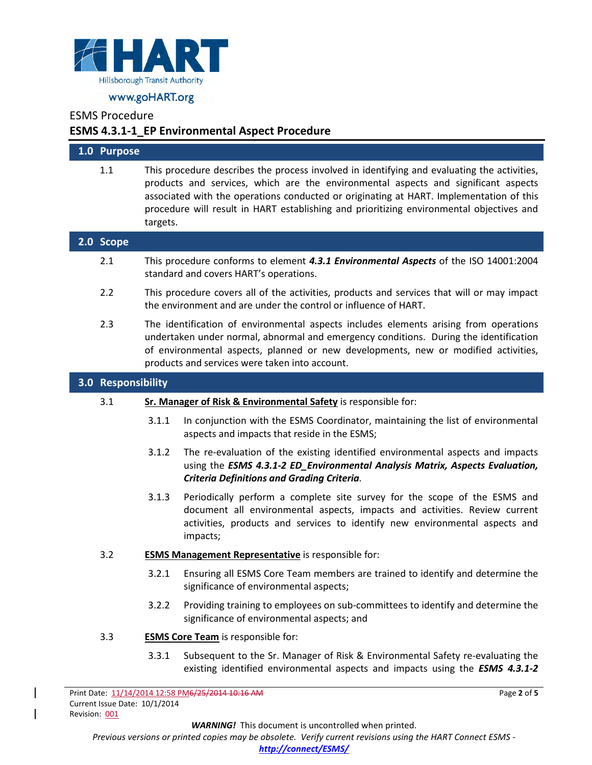ESMS Procedure

**ESMS 4.3.1-1_EP Environmental Aspect Procedure**

## 1.0 Purpose

1.1 This procedure describes the process involved in identifying and evaluating the activities, products and services, which are the environmental aspects and significant aspects associated with the operations conducted or originating at HART. Implementation of this procedure will result in HART establishing and prioritizing environmental objectives and targets.

## 2.0 Scope

2.1 This procedure conforms to element ***4.3.1 Environmental Aspects*** of the ISO 14001:2004 standard and covers HART's operations.

2.2 This procedure covers all of the activities, products and services that will or may impact the environment and are under the control or influence of HART.

2.3 The identification of environmental aspects includes elements arising from operations undertaken under normal, abnormal and emergency conditions. During the identification of environmental aspects, planned or new developments, new or modified activities, products and services were taken into account.

## 3.0 Responsibility

3.1 **Sr. Manager of Risk & Environmental Safety** is responsible for:

- 3.1.1 In conjunction with the ESMS Coordinator, maintaining the list of environmental aspects and impacts that reside in the ESMS;
- 3.1.2 The re-evaluation of the existing identified environmental aspects and impacts using the ***ESMS 4.3.1-2 ED_Environmental Analysis Matrix, Aspects Evaluation, Criteria Definitions and Grading Criteria***.
- 3.1.3 Periodically perform a complete site survey for the scope of the ESMS and document all environmental aspects, impacts and activities. Review current activities, products and services to identify new environmental aspects and impacts;

3.2 **ESMS Management Representative** is responsible for:

- 3.2.1 Ensuring all ESMS Core Team members are trained to identify and determine the significance of environmental aspects;
- 3.2.2 Providing training to employees on sub-committees to identify and determine the significance of environmental aspects; and

3.3 **ESMS Core Team** is responsible for:

- 3.3.1 Subsequent to the Sr. Manager of Risk & Environmental Safety re-evaluating the existing identified environmental aspects and impacts using the ***ESMS 4.3.1-2***

Print Date: 11/14/2014 12:58 PM~~6/25/2014 10:16 AM~~
Current Issue Date: 10/1/2014
Revision: 001

***WARNING!*** This document is uncontrolled when printed.
*Previous versions or printed copies may be obsolete. Verify current revisions using the HART Connect ESMS -* ***http://connect/ESMS/***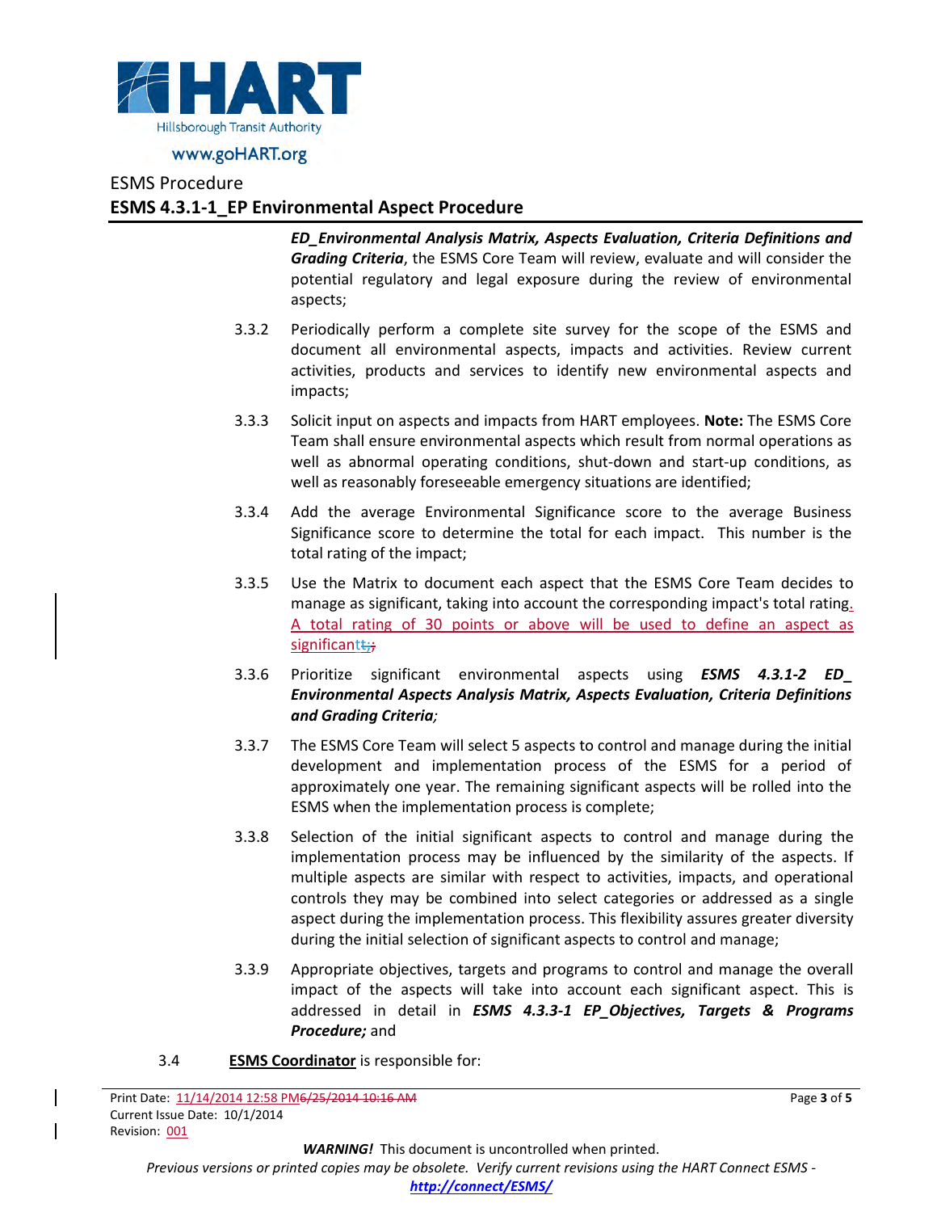***ED_Environmental Analysis Matrix, Aspects Evaluation, Criteria Definitions and Grading Criteria***, the ESMS Core Team will review, evaluate and will consider the potential regulatory and legal exposure during the review of environmental aspects;

3.3.2 Periodically perform a complete site survey for the scope of the ESMS and document all environmental aspects, impacts and activities. Review current activities, products and services to identify new environmental aspects and impacts;

3.3.3 Solicit input on aspects and impacts from HART employees. **Note:** The ESMS Core Team shall ensure environmental aspects which result from normal operations as well as abnormal operating conditions, shut-down and start-up conditions, as well as reasonably foreseeable emergency situations are identified;

3.3.4 Add the average Environmental Significance score to the average Business Significance score to determine the total for each impact. This number is the total rating of the impact;

3.3.5 Use the Matrix to document each aspect that the ESMS Core Team decides to manage as significant, taking into account the corresponding impact's total rating. A total rating of 30 points or above will be used to define an aspect as significant;

3.3.6 Prioritize significant environmental aspects using ***ESMS 4.3.1-2 ED_ Environmental Aspects Analysis Matrix, Aspects Evaluation, Criteria Definitions and Grading Criteria***;

3.3.7 The ESMS Core Team will select 5 aspects to control and manage during the initial development and implementation process of the ESMS for a period of approximately one year. The remaining significant aspects will be rolled into the ESMS when the implementation process is complete;

3.3.8 Selection of the initial significant aspects to control and manage during the implementation process may be influenced by the similarity of the aspects. If multiple aspects are similar with respect to activities, impacts, and operational controls they may be combined into select categories or addressed as a single aspect during the implementation process. This flexibility assures greater diversity during the initial selection of significant aspects to control and manage;

3.3.9 Appropriate objectives, targets and programs to control and manage the overall impact of the aspects will take into account each significant aspect. This is addressed in detail in ***ESMS 4.3.3-1 EP_Objectives, Targets & Programs Procedure;*** and

3.4 **ESMS Coordinator** is responsible for:

Print Date: 11/14/2014 12:58 PM
Current Issue Date: 10/1/2014
Revision: 001

***WARNING!*** This document is uncontrolled when printed.
*Previous versions or printed copies may be obsolete. Verify current revisions using the HART Connect ESMS -* ***http://connect/ESMS/***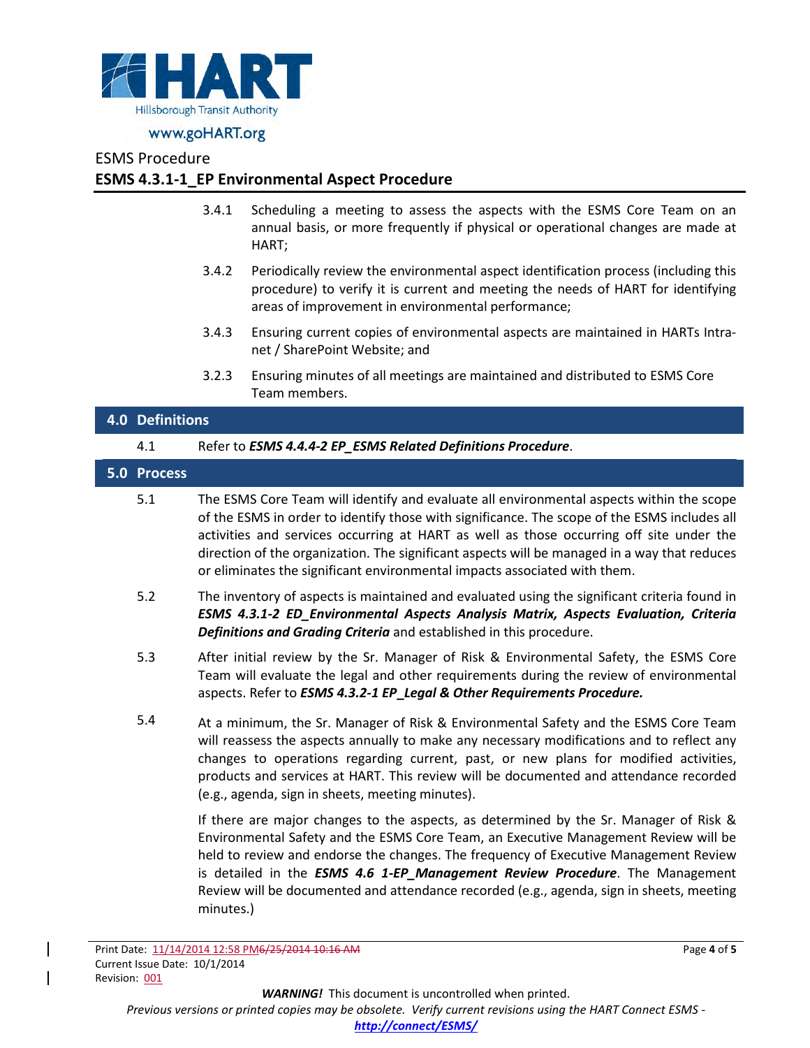3.4.1 Scheduling a meeting to assess the aspects with the ESMS Core Team on an annual basis, or more frequently if physical or operational changes are made at HART;

3.4.2 Periodically review the environmental aspect identification process (including this procedure) to verify it is current and meeting the needs of HART for identifying areas of improvement in environmental performance;

3.4.3 Ensuring current copies of environmental aspects are maintained in HARTs Intra-net / SharePoint Website; and

3.2.3 Ensuring minutes of all meetings are maintained and distributed to ESMS Core Team members.

## 4.0 Definitions

4.1 Refer to ***ESMS 4.4.4-2 EP_ESMS Related Definitions Procedure***.

## 5.0 Process

5.1 The ESMS Core Team will identify and evaluate all environmental aspects within the scope of the ESMS in order to identify those with significance. The scope of the ESMS includes all activities and services occurring at HART as well as those occurring off site under the direction of the organization. The significant aspects will be managed in a way that reduces or eliminates the significant environmental impacts associated with them.

5.2 The inventory of aspects is maintained and evaluated using the significant criteria found in ***ESMS 4.3.1-2 ED_Environmental Aspects Analysis Matrix, Aspects Evaluation, Criteria Definitions and Grading Criteria*** and established in this procedure.

5.3 After initial review by the Sr. Manager of Risk & Environmental Safety, the ESMS Core Team will evaluate the legal and other requirements during the review of environmental aspects. Refer to ***ESMS 4.3.2-1 EP_Legal & Other Requirements Procedure.***

5.4 At a minimum, the Sr. Manager of Risk & Environmental Safety and the ESMS Core Team will reassess the aspects annually to make any necessary modifications and to reflect any changes to operations regarding current, past, or new plans for modified activities, products and services at HART. This review will be documented and attendance recorded (e.g., agenda, sign in sheets, meeting minutes).

If there are major changes to the aspects, as determined by the Sr. Manager of Risk & Environmental Safety and the ESMS Core Team, an Executive Management Review will be held to review and endorse the changes. The frequency of Executive Management Review is detailed in the ***ESMS 4.6 1-EP_Management Review Procedure***. The Management Review will be documented and attendance recorded (e.g., agenda, sign in sheets, meeting minutes.)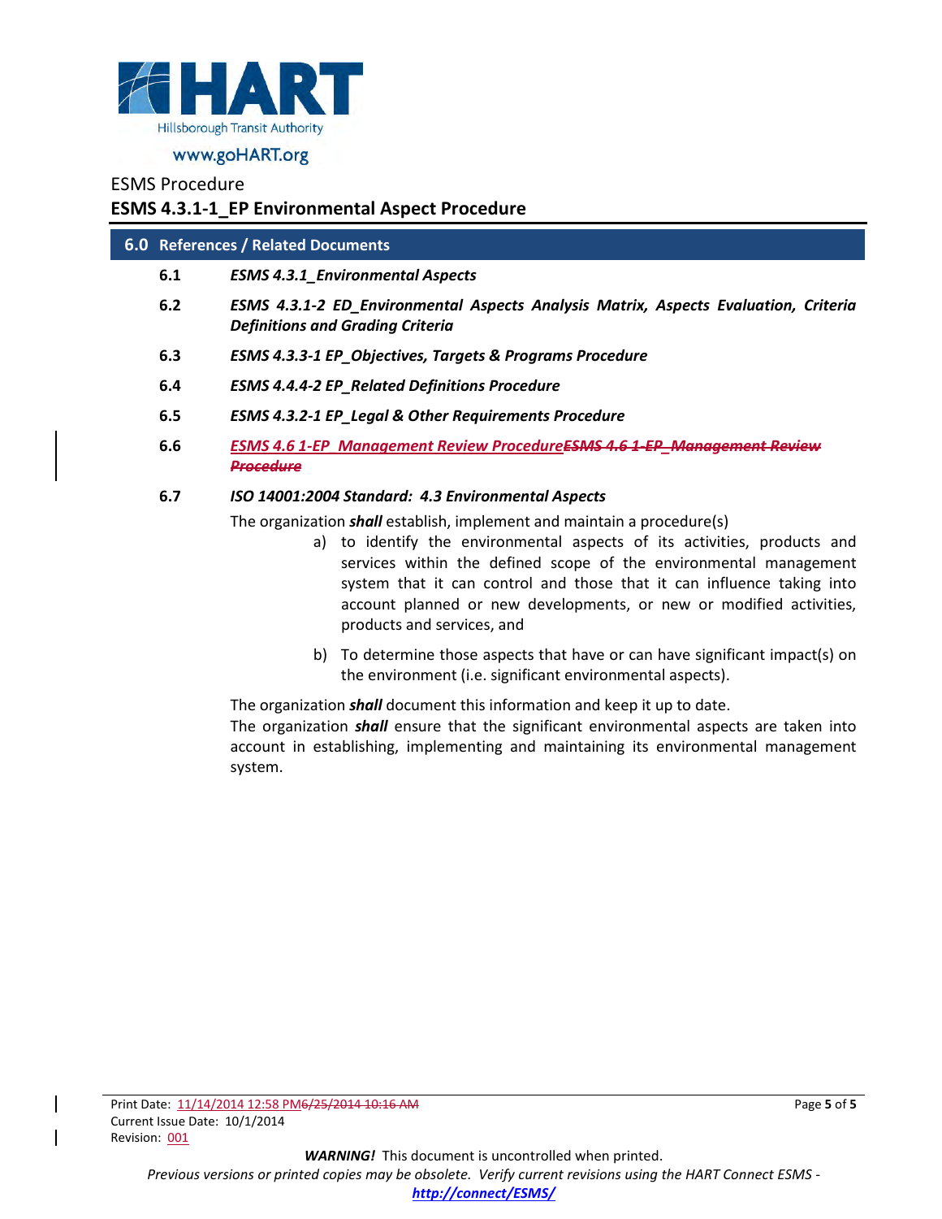## 6.0 References / Related Documents

**6.1** ***ESMS 4.3.1_Environmental Aspects***

**6.2** ***ESMS 4.3.1-2 ED_Environmental Aspects Analysis Matrix, Aspects Evaluation, Criteria Definitions and Grading Criteria***

**6.3** ***ESMS 4.3.3-1 EP_Objectives, Targets & Programs Procedure***

**6.4** ***ESMS 4.4.4-2 EP_Related Definitions Procedure***

**6.5** ***ESMS 4.3.2-1 EP_Legal & Other Requirements Procedure***

**6.6** ***ESMS 4.6 1-EP_Management Review Procedure~~ESMS 4.6 1-EP_Management Review Procedure~~***

**6.7** ***ISO 14001:2004 Standard: 4.3 Environmental Aspects***

The organization ***shall*** establish, implement and maintain a procedure(s)

a) to identify the environmental aspects of its activities, products and services within the defined scope of the environmental management system that it can control and those that it can influence taking into account planned or new developments, or new or modified activities, products and services, and

b) To determine those aspects that have or can have significant impact(s) on the environment (i.e. significant environmental aspects).

The organization ***shall*** document this information and keep it up to date.

The organization ***shall*** ensure that the significant environmental aspects are taken into account in establishing, implementing and maintaining its environmental management system.